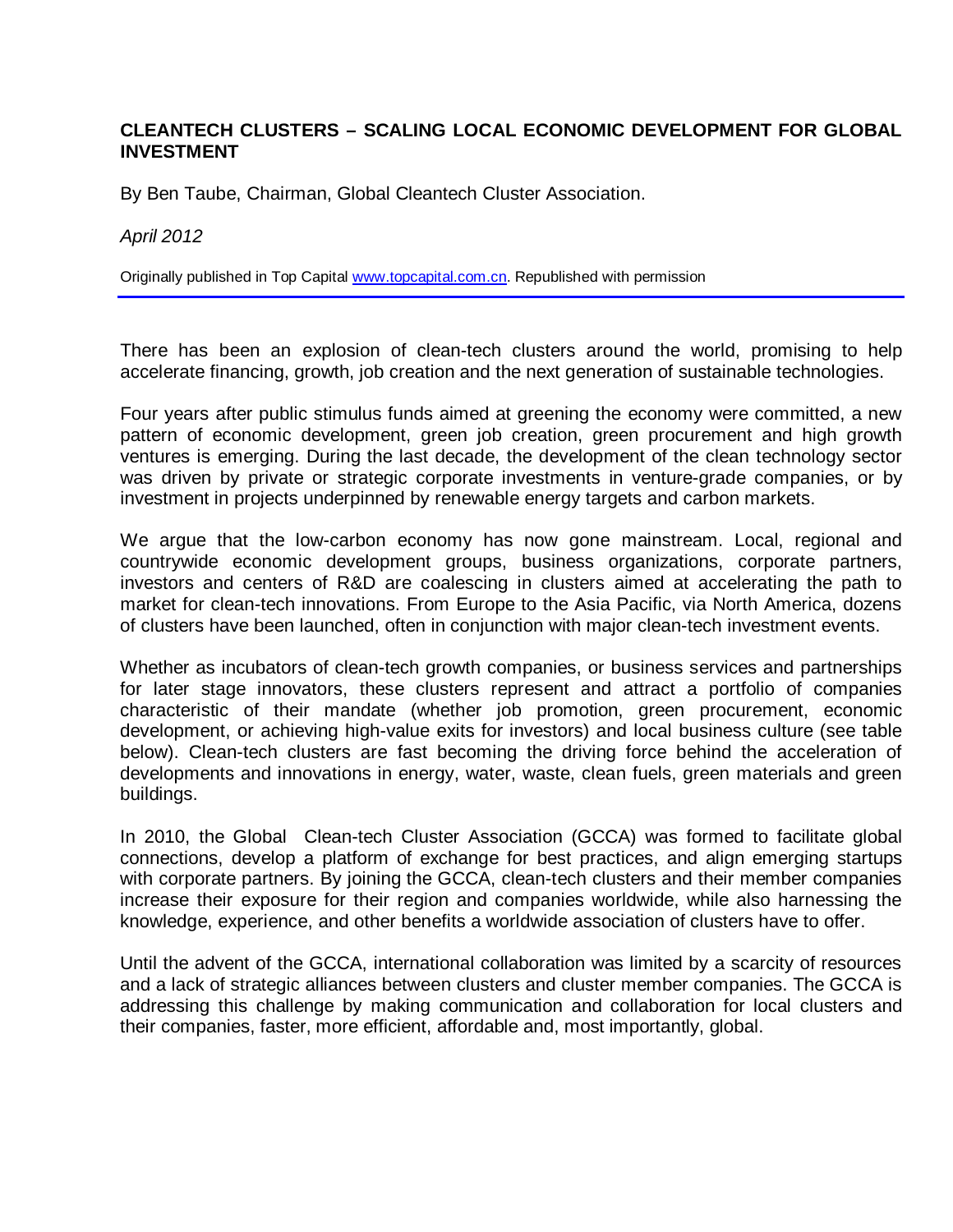# CLEANTECH CLUSTERS – SCALING LOCAL ECONOMIC DEVELOPMENT FOR GLOBAL INVESTMENT

By Ben Taube, Chairman, Global Cleantech Cluster Association.

*April 2012*

Originally published in Top Capital www.topcapital.com.cn. Republished with permission

---

There has been an explosion of clean-tech clusters around the world, promising to help accelerate financing, growth, job creation and the next generation of sustainable technologies.

Four years after public stimulus funds aimed at greening the economy were committed, a new pattern of economic development, green job creation, green procurement and high growth ventures is emerging. During the last decade, the development of the clean technology sector was driven by private or strategic corporate investments in venture-grade companies, or by investment in projects underpinned by renewable energy targets and carbon markets.

We argue that the low-carbon economy has now gone mainstream. Local, regional and countrywide economic development groups, business organizations, corporate partners, investors and centers of R&D are coalescing in clusters aimed at accelerating the path to market for clean-tech innovations. From Europe to the Asia Pacific, via North America, dozens of clusters have been launched, often in conjunction with major clean-tech investment events.

Whether as incubators of clean-tech growth companies, or business services and partnerships for later stage innovators, these clusters represent and attract a portfolio of companies characteristic of their mandate (whether job promotion, green procurement, economic development, or achieving high-value exits for investors) and local business culture (see table below). Clean-tech clusters are fast becoming the driving force behind the acceleration of developments and innovations in energy, water, waste, clean fuels, green materials and green buildings.

In 2010, the Global Clean-tech Cluster Association (GCCA) was formed to facilitate global connections, develop a platform of exchange for best practices, and align emerging startups with corporate partners. By joining the GCCA, clean-tech clusters and their member companies increase their exposure for their region and companies worldwide, while also harnessing the knowledge, experience, and other benefits a worldwide association of clusters have to offer.

Until the advent of the GCCA, international collaboration was limited by a scarcity of resources and a lack of strategic alliances between clusters and cluster member companies. The GCCA is addressing this challenge by making communication and collaboration for local clusters and their companies, faster, more efficient, affordable and, most importantly, global.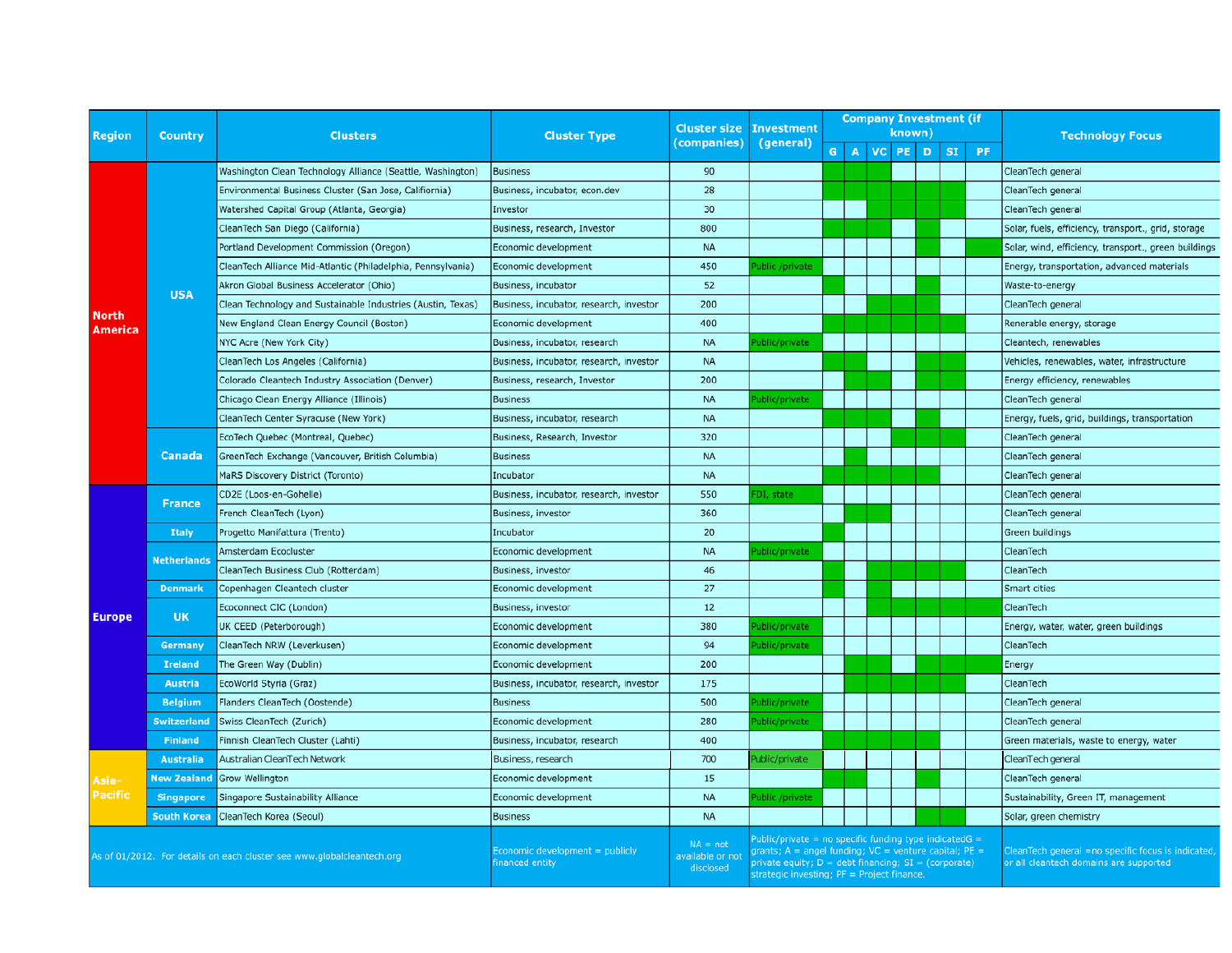| Region | Country | Clusters | Cluster Type | Cluster size (companies) | Investment (general) | Company Investment (if known) | | | | | | | Technology Focus |
|---|---|---|---|---|---|---|---|---|---|---|---|---|---|
| | | | | | | G | A | VC | PE | D | SI | PF | |
| North America | USA | Washington Clean Technology Alliance (Seattle, Washington) | Business | 90 | | X | X | X | | | | | CleanTech general |
| | | Environmental Business Cluster (San Jose, California) | Business, incubator, econ.dev | 28 | | X | X | X | X | X | X | | CleanTech general |
| | | Watershed Capital Group (Atlanta, Georgia) | Investor | 30 | | | | X | X | X | X | | CleanTech general |
| | | CleanTech San Diego (California) | Business, research, Investor | 800 | | X | X | X | | X | | | Solar, fuels, efficiency, transport., grid, storage |
| | | Portland Development Commission (Oregon) | Economic development | NA | | | | | | X | | X | Solar, wind, efficiency, transport., green buildings |
| | | CleanTech Alliance Mid-Atlantic (Philadelphia, Pennsylvania) | Economic development | 450 | Public /private | | | | | | | | Energy, transportation, advanced materials |
| | | Akron Global Business Accelerator (Ohio) | Business, incubator | 52 | | X | | | | X | | | Waste-to-energy |
| | | Clean Technology and Sustainable Industries (Austin, Texas) | Business, incubator, research, investor | 200 | | | | X | X | X | | | CleanTech general |
| | | New England Clean Energy Council (Boston) | Economic development | 400 | | X | X | X | X | X | X | | Renerable energy, storage |
| | | NYC Acre (New York City) | Business, incubator, research | NA | Public/private | | | | | | | | Cleantech, renewables |
| | | CleanTech Los Angeles (California) | Business, incubator, research, investor | NA | | X | X | | | X | X | | Vehicles, renewables, water, infrastructure |
| | | Colorado Cleantech Industry Association (Denver) | Business, research, Investor | 200 | | | X | X | | X | X | | Energy efficiency, renewables |
| | | Chicago Clean Energy Alliance (Illinois) | Business | NA | Public/private | | | | | | | | CleanTech general |
| | | CleanTech Center Syracuse (New York) | Business, incubator, research | NA | | X | X | X | | X | | | Energy, fuels, grid, buildings, transportation |
| | Canada | EcoTech Quebec (Montreal, Quebec) | Business, Research, Investor | 320 | | | | | X | X | X | | CleanTech general |
| | | GreenTech Exchange (Vancouver, British Columbia) | Business | NA | | | X | | | | | | CleanTech general |
| | | MaRS Discovery District (Toronto) | Incubator | NA | | X | X | X | X | X | | | CleanTech general |
| Europe | France | CD2E (Loos-en-Gohelle) | Business, incubator, research, investor | 550 | FDI, state | | | | | | | | CleanTech general |
| | | French CleanTech (Lyon) | Business, investor | 360 | | | X | X | | | | | CleanTech general |
| | Italy | Progetto Manifattura (Trento) | Incubator | 20 | | X | | | | | | | Green buildings |
| | Netherlands | Amsterdam Ecocluster | Economic development | NA | Public/private | | | | | | | | CleanTech |
| | | CleanTech Business Club (Rotterdam) | Business, investor | 46 | | X | | X | X | X | X | | CleanTech |
| | Denmark | Copenhagen Cleantech cluster | Economic development | 27 | | X | | X | | | | | Smart cities |
| | UK | Ecoconnect CIC (London) | Business, investor | 12 | | | | X | X | X | X | X | CleanTech |
| | | UK CEED (Peterborough) | Economic development | 380 | Public/private | | | | | | | | Energy, water, water, green buildings |
| | Germany | CleanTech NRW (Leverkusen) | Economic development | 94 | Public/private | | | | | | | | CleanTech |
| | Ireland | The Green Way (Dublin) | Economic development | 200 | | | X | X | | X | X | X | Energy |
| | Austria | EcoWorld Styria (Graz) | Business, incubator, research, investor | 175 | | | X | X | X | X | X | | CleanTech |
| | Belgium | Flanders CleanTech (Oostende) | Business | 500 | Public/private | | | | | | | | CleanTech general |
| | Switzerland | Swiss CleanTech (Zurich) | Economic development | 280 | Public/private | | | | | | | | CleanTech general |
| | Finland | Finnish CleanTech Cluster (Lahti) | Business, incubator, research | 400 | | X | X | X | X | X | | | Green materials, waste to energy, water |
| Asia-Pacific | Australia | Australian CleanTech Network | Business, research | 700 | Public/private | | | | | | | | CleanTech general |
| | New Zealand | Grow Wellington | Economic development | 15 | | X | X | | | X | | | CleanTech general |
| | Singapore | Singapore Sustainability Alliance | Economic development | NA | Public /private | | | | | | | | Sustainability, Green IT, management |
| | South Korea | CleanTech Korea (Seoul) | Business | NA | | | | | | X | X | | Solar, green chemistry |
| As of 01/2012. For details on each cluster see www.globalcleantech.org | | | Economic development = publicly financed entity | NA = not available or not disclosed | Public/private = no specific funding type indicatedG = grants; A = angel funding; VC = venture capital; PE = private equity; D = debt financing; SI = (corporate) strategic investing; PF = Project finance. | | | | | | | | CleanTech general =no specific focus is indicated, or all cleantech domains are supported |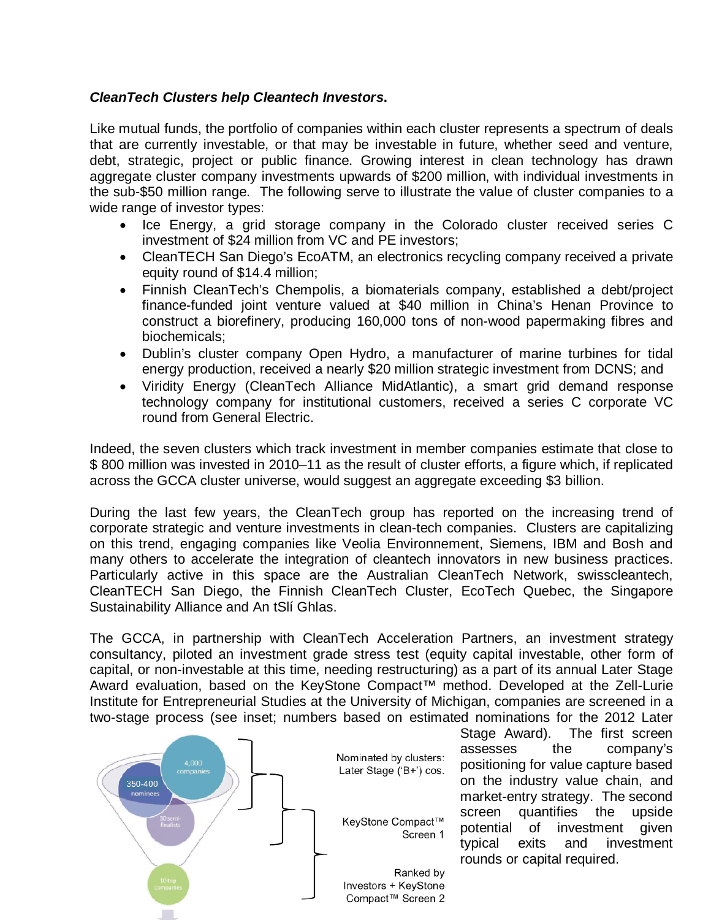***CleanTech Clusters help Cleantech Investors.***

Like mutual funds, the portfolio of companies within each cluster represents a spectrum of deals that are currently investable, or that may be investable in future, whether seed and venture, debt, strategic, project or public finance. Growing interest in clean technology has drawn aggregate cluster company investments upwards of $200 million, with individual investments in the sub-$50 million range. The following serve to illustrate the value of cluster companies to a wide range of investor types:

- Ice Energy, a grid storage company in the Colorado cluster received series C investment of $24 million from VC and PE investors;
- CleanTECH San Diego's EcoATM, an electronics recycling company received a private equity round of $14.4 million;
- Finnish CleanTech's Chempolis, a biomaterials company, established a debt/project finance-funded joint venture valued at $40 million in China's Henan Province to construct a biorefinery, producing 160,000 tons of non-wood papermaking fibres and biochemicals;
- Dublin's cluster company Open Hydro, a manufacturer of marine turbines for tidal energy production, received a nearly $20 million strategic investment from DCNS; and
- Viridity Energy (CleanTech Alliance MidAtlantic), a smart grid demand response technology company for institutional customers, received a series C corporate VC round from General Electric.

Indeed, the seven clusters which track investment in member companies estimate that close to $ 800 million was invested in 2010–11 as the result of cluster efforts, a figure which, if replicated across the GCCA cluster universe, would suggest an aggregate exceeding $3 billion.

During the last few years, the CleanTech group has reported on the increasing trend of corporate strategic and venture investments in clean-tech companies. Clusters are capitalizing on this trend, engaging companies like Veolia Environnement, Siemens, IBM and Bosh and many others to accelerate the integration of cleantech innovators in new business practices. Particularly active in this space are the Australian CleanTech Network, swisscleantech, CleanTECH San Diego, the Finnish CleanTech Cluster, EcoTech Quebec, the Singapore Sustainability Alliance and An tSlí Ghlas.

The GCCA, in partnership with CleanTech Acceleration Partners, an investment strategy consultancy, piloted an investment grade stress test (equity capital investable, other form of capital, or non-investable at this time, needing restructuring) as a part of its annual Later Stage Award evaluation, based on the KeyStone Compact™ method. Developed at the Zell-Lurie Institute for Entrepreneurial Studies at the University of Michigan, companies are screened in a two-stage process (see inset; numbers based on estimated nominations for the 2012 Later Stage Award). The first screen assesses the company's positioning for value capture based on the industry value chain, and market-entry strategy. The second screen quantifies the upside potential of investment given typical exits and investment rounds or capital required.

4,000 companies

350-400 nominees

30 semi-finalists

10 top companies

Nominated by clusters: Later Stage ('B+') cos.

KeyStone Compact™ Screen 1

Ranked by Investors + KeyStone Compact™ Screen 2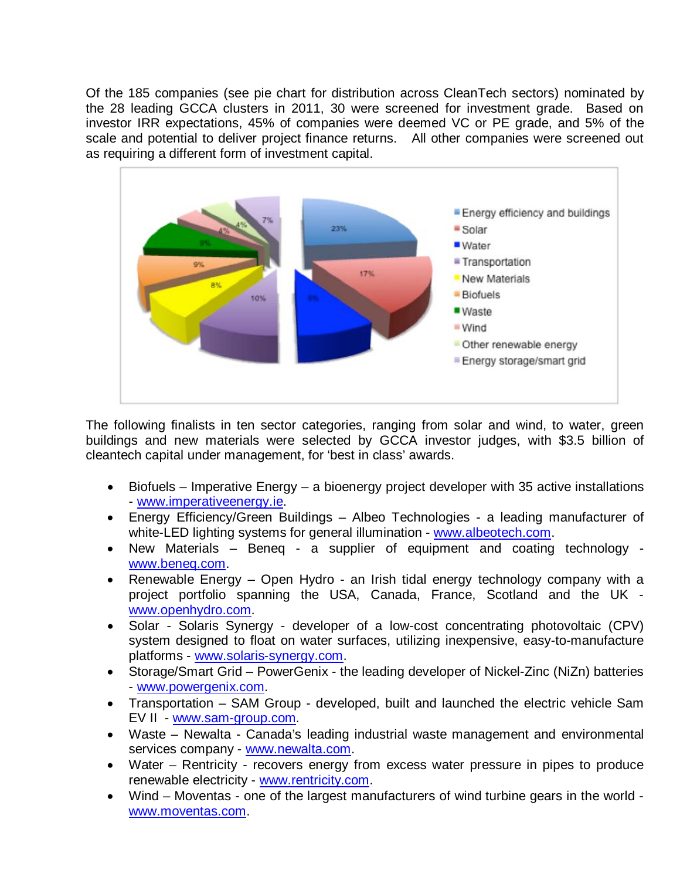Of the 185 companies (see pie chart for distribution across CleanTech sectors) nominated by the 28 leading GCCA clusters in 2011, 30 were screened for investment grade. Based on investor IRR expectations, 45% of companies were deemed VC or PE grade, and 5% of the scale and potential to deliver project finance returns. All other companies were screened out as requiring a different form of investment capital.

The following finalists in ten sector categories, ranging from solar and wind, to water, green buildings and new materials were selected by GCCA investor judges, with $3.5 billion of cleantech capital under management, for 'best in class' awards.

- Biofuels – Imperative Energy – a bioenergy project developer with 35 active installations - www.imperativeenergy.ie.
- Energy Efficiency/Green Buildings – Albeo Technologies - a leading manufacturer of white-LED lighting systems for general illumination - www.albeotech.com.
- New Materials – Beneq - a supplier of equipment and coating technology - www.beneq.com.
- Renewable Energy – Open Hydro - an Irish tidal energy technology company with a project portfolio spanning the USA, Canada, France, Scotland and the UK - www.openhydro.com.
- Solar - Solaris Synergy - developer of a low-cost concentrating photovoltaic (CPV) system designed to float on water surfaces, utilizing inexpensive, easy-to-manufacture platforms - www.solaris-synergy.com.
- Storage/Smart Grid – PowerGenix - the leading developer of Nickel-Zinc (NiZn) batteries - www.powergenix.com.
- Transportation – SAM Group - developed, built and launched the electric vehicle Sam EV II - www.sam-group.com.
- Waste – Newalta - Canada's leading industrial waste management and environmental services company - www.newalta.com.
- Water – Rentricity - recovers energy from excess water pressure in pipes to produce renewable electricity - www.rentricity.com.
- Wind – Moventas - one of the largest manufacturers of wind turbine gears in the world - www.moventas.com.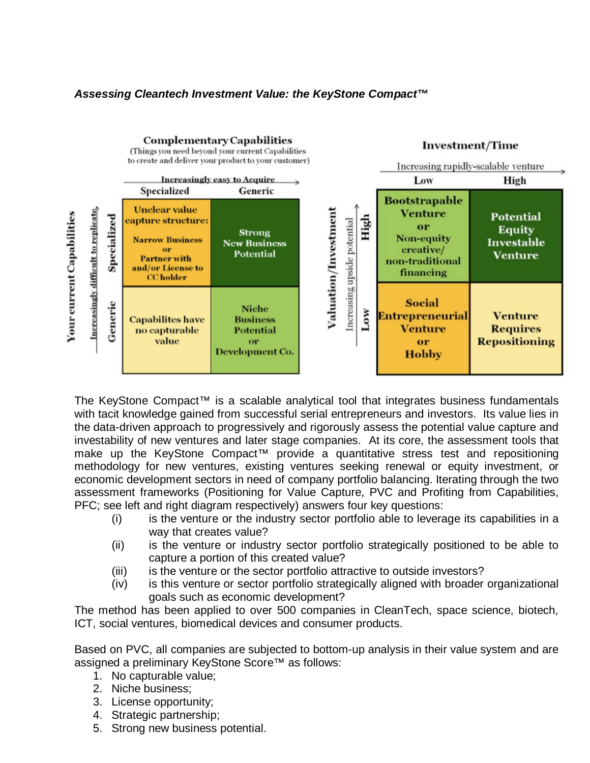***Assessing Cleantech Investment Value: the KeyStone Compact™***

**Complementary Capabilities** (Things you need beyond your current Capabilities to create and deliver your product to your customer) — Increasingly easy to Acquire →

| Your current Capabilities (Increasingly difficult to replicate ↑) | Specialized | Generic |
|---|---|---|
| **Specialized** | **Unclear value capture structure:** Narrow Business or Partner with and/or License to CC holder | **Strong New Business Potential** |
| **Generic** | **Capabilites have no capturable value** | **Niche Business Potential or Development Co.** |

**Investment/Time** — Increasing rapidly-scalable venture →

| Valuation/Investment (Increasing upside potential ↑) | Low | High |
|---|---|---|
| **High** | **Bootstrapable Venture or Non-equity creative/ non-traditional financing** | **Potential Equity Investable Venture** |
| **Low** | **Social Entrepreneurial Venture or Hobby** | **Venture Requires Repositioning** |

The KeyStone Compact™ is a scalable analytical tool that integrates business fundamentals with tacit knowledge gained from successful serial entrepreneurs and investors. Its value lies in the data-driven approach to progressively and rigorously assess the potential value capture and investability of new ventures and later stage companies. At its core, the assessment tools that make up the KeyStone Compact™ provide a quantitative stress test and repositioning methodology for new ventures, existing ventures seeking renewal or equity investment, or economic development sectors in need of company portfolio balancing. Iterating through the two assessment frameworks (Positioning for Value Capture, PVC and Profiting from Capabilities, PFC; see left and right diagram respectively) answers four key questions:

- (i) is the venture or the industry sector portfolio able to leverage its capabilities in a way that creates value?
- (ii) is the venture or industry sector portfolio strategically positioned to be able to capture a portion of this created value?
- (iii) is the venture or the sector portfolio attractive to outside investors?
- (iv) is this venture or sector portfolio strategically aligned with broader organizational goals such as economic development?

The method has been applied to over 500 companies in CleanTech, space science, biotech, ICT, social ventures, biomedical devices and consumer products.

Based on PVC, all companies are subjected to bottom-up analysis in their value system and are assigned a preliminary KeyStone Score™ as follows:

1. No capturable value;
2. Niche business;
3. License opportunity;
4. Strategic partnership;
5. Strong new business potential.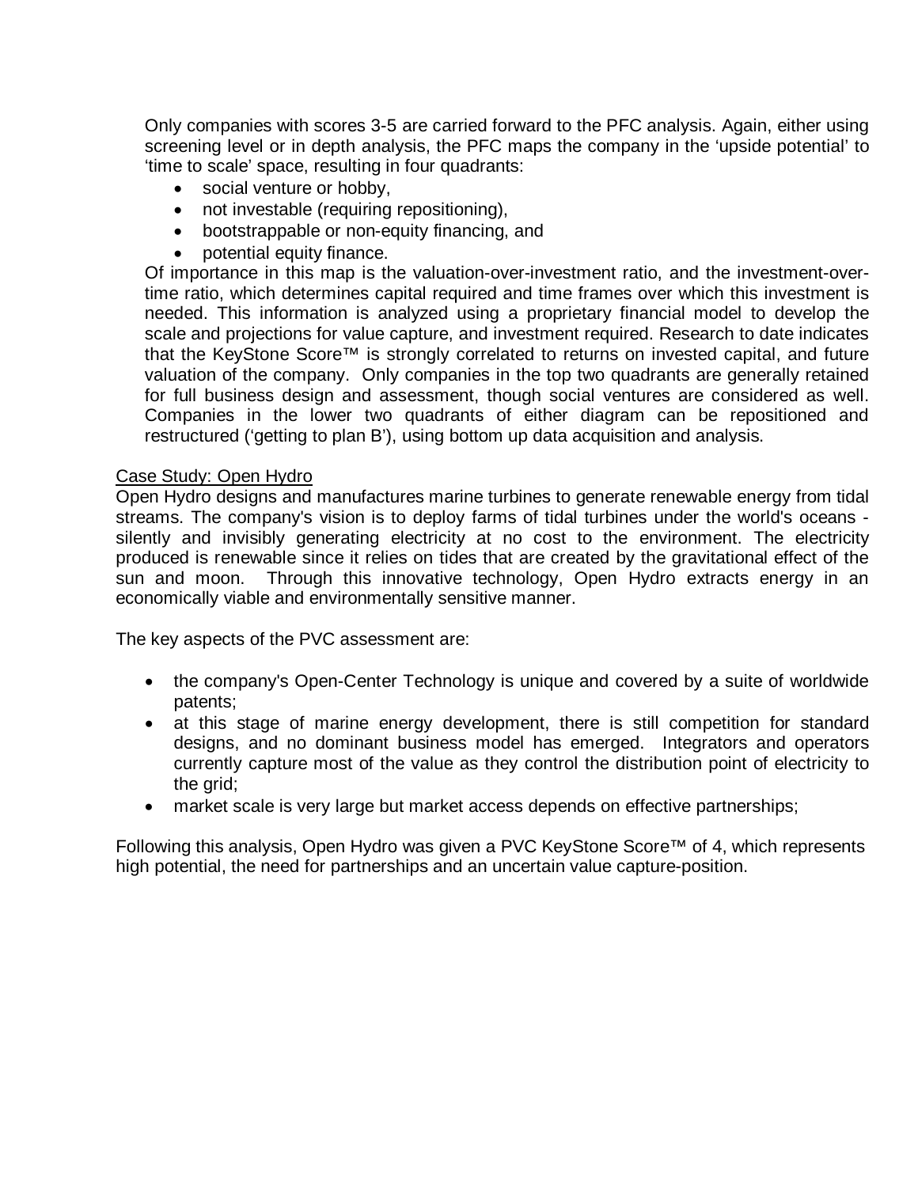Only companies with scores 3-5 are carried forward to the PFC analysis. Again, either using screening level or in depth analysis, the PFC maps the company in the 'upside potential' to 'time to scale' space, resulting in four quadrants:

- social venture or hobby,
- not investable (requiring repositioning),
- bootstrappable or non-equity financing, and
- potential equity finance.

Of importance in this map is the valuation-over-investment ratio, and the investment-over-time ratio, which determines capital required and time frames over which this investment is needed. This information is analyzed using a proprietary financial model to develop the scale and projections for value capture, and investment required. Research to date indicates that the KeyStone Score™ is strongly correlated to returns on invested capital, and future valuation of the company. Only companies in the top two quadrants are generally retained for full business design and assessment, though social ventures are considered as well. Companies in the lower two quadrants of either diagram can be repositioned and restructured ('getting to plan B'), using bottom up data acquisition and analysis.

Case Study: Open Hydro

Open Hydro designs and manufactures marine turbines to generate renewable energy from tidal streams. The company's vision is to deploy farms of tidal turbines under the world's oceans - silently and invisibly generating electricity at no cost to the environment. The electricity produced is renewable since it relies on tides that are created by the gravitational effect of the sun and moon. Through this innovative technology, Open Hydro extracts energy in an economically viable and environmentally sensitive manner.

The key aspects of the PVC assessment are:

- the company's Open-Center Technology is unique and covered by a suite of worldwide patents;
- at this stage of marine energy development, there is still competition for standard designs, and no dominant business model has emerged. Integrators and operators currently capture most of the value as they control the distribution point of electricity to the grid;
- market scale is very large but market access depends on effective partnerships;

Following this analysis, Open Hydro was given a PVC KeyStone Score™ of 4, which represents high potential, the need for partnerships and an uncertain value capture-position.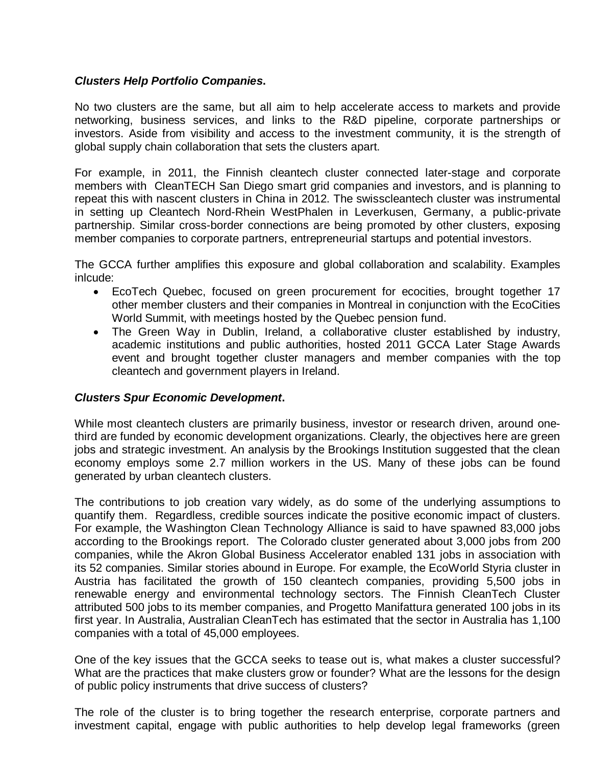***Clusters Help Portfolio Companies.***

No two clusters are the same, but all aim to help accelerate access to markets and provide networking, business services, and links to the R&D pipeline, corporate partnerships or investors. Aside from visibility and access to the investment community, it is the strength of global supply chain collaboration that sets the clusters apart.

For example, in 2011, the Finnish cleantech cluster connected later-stage and corporate members with CleanTECH San Diego smart grid companies and investors, and is planning to repeat this with nascent clusters in China in 2012. The swisscleantech cluster was instrumental in setting up Cleantech Nord-Rhein WestPhalen in Leverkusen, Germany, a public-private partnership. Similar cross-border connections are being promoted by other clusters, exposing member companies to corporate partners, entrepreneurial startups and potential investors.

The GCCA further amplifies this exposure and global collaboration and scalability. Examples inlcude:

- EcoTech Quebec, focused on green procurement for ecocities, brought together 17 other member clusters and their companies in Montreal in conjunction with the EcoCities World Summit, with meetings hosted by the Quebec pension fund.
- The Green Way in Dublin, Ireland, a collaborative cluster established by industry, academic institutions and public authorities, hosted 2011 GCCA Later Stage Awards event and brought together cluster managers and member companies with the top cleantech and government players in Ireland.

***Clusters Spur Economic Development.***

While most cleantech clusters are primarily business, investor or research driven, around one-third are funded by economic development organizations. Clearly, the objectives here are green jobs and strategic investment. An analysis by the Brookings Institution suggested that the clean economy employs some 2.7 million workers in the US. Many of these jobs can be found generated by urban cleantech clusters.

The contributions to job creation vary widely, as do some of the underlying assumptions to quantify them. Regardless, credible sources indicate the positive economic impact of clusters. For example, the Washington Clean Technology Alliance is said to have spawned 83,000 jobs according to the Brookings report. The Colorado cluster generated about 3,000 jobs from 200 companies, while the Akron Global Business Accelerator enabled 131 jobs in association with its 52 companies. Similar stories abound in Europe. For example, the EcoWorld Styria cluster in Austria has facilitated the growth of 150 cleantech companies, providing 5,500 jobs in renewable energy and environmental technology sectors. The Finnish CleanTech Cluster attributed 500 jobs to its member companies, and Progetto Manifattura generated 100 jobs in its first year. In Australia, Australian CleanTech has estimated that the sector in Australia has 1,100 companies with a total of 45,000 employees.

One of the key issues that the GCCA seeks to tease out is, what makes a cluster successful? What are the practices that make clusters grow or founder? What are the lessons for the design of public policy instruments that drive success of clusters?

The role of the cluster is to bring together the research enterprise, corporate partners and investment capital, engage with public authorities to help develop legal frameworks (green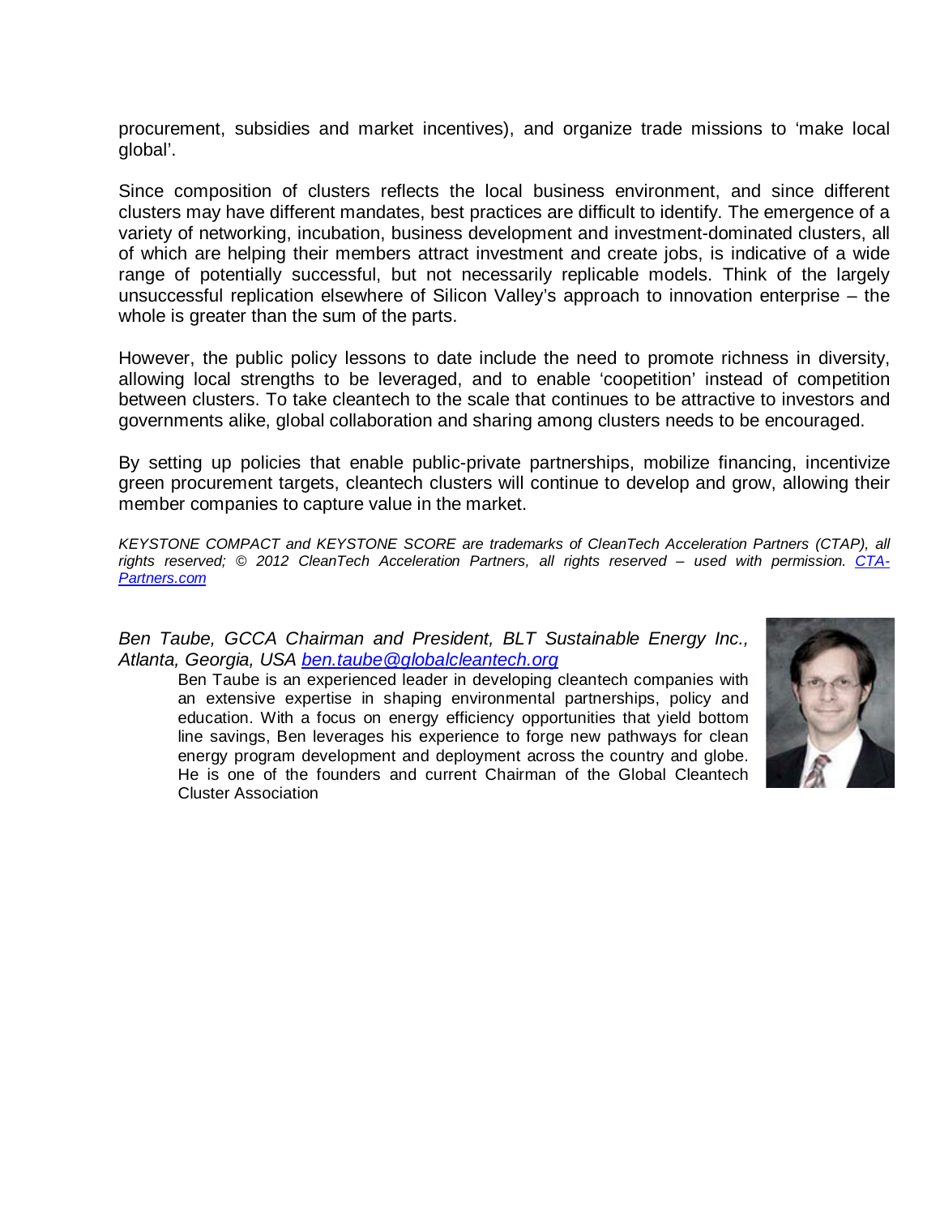procurement, subsidies and market incentives), and organize trade missions to 'make local global'.

Since composition of clusters reflects the local business environment, and since different clusters may have different mandates, best practices are difficult to identify. The emergence of a variety of networking, incubation, business development and investment-dominated clusters, all of which are helping their members attract investment and create jobs, is indicative of a wide range of potentially successful, but not necessarily replicable models. Think of the largely unsuccessful replication elsewhere of Silicon Valley's approach to innovation enterprise – the whole is greater than the sum of the parts.

However, the public policy lessons to date include the need to promote richness in diversity, allowing local strengths to be leveraged, and to enable 'coopetition' instead of competition between clusters. To take cleantech to the scale that continues to be attractive to investors and governments alike, global collaboration and sharing among clusters needs to be encouraged.

By setting up policies that enable public-private partnerships, mobilize financing, incentivize green procurement targets, cleantech clusters will continue to develop and grow, allowing their member companies to capture value in the market.

*KEYSTONE COMPACT and KEYSTONE SCORE are trademarks of CleanTech Acceleration Partners (CTAP), all rights reserved; © 2012 CleanTech Acceleration Partners, all rights reserved – used with permission. [CTA-Partners.com](http://CTA-Partners.com)*

*Ben Taube, GCCA Chairman and President, BLT Sustainable Energy Inc., Atlanta, Georgia, USA [ben.taube@globalcleantech.org](mailto:ben.taube@globalcleantech.org)*

Ben Taube is an experienced leader in developing cleantech companies with an extensive expertise in shaping environmental partnerships, policy and education. With a focus on energy efficiency opportunities that yield bottom line savings, Ben leverages his experience to forge new pathways for clean energy program development and deployment across the country and globe. He is one of the founders and current Chairman of the Global Cleantech Cluster Association